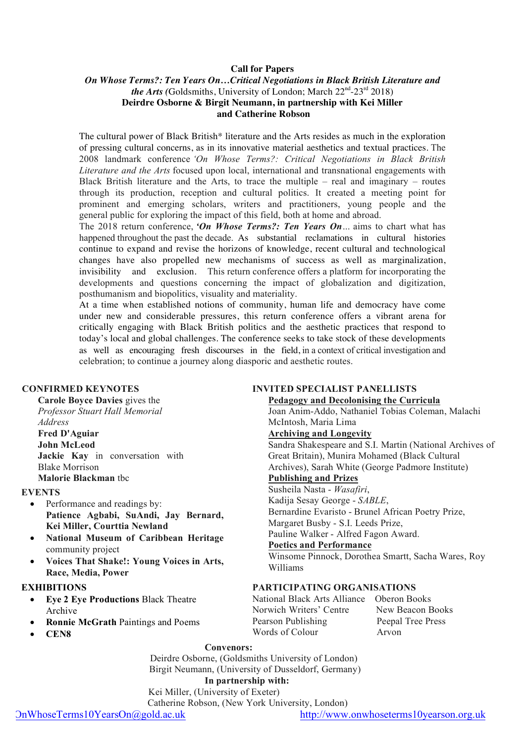# Call for Papers

## *On Whose Terms?: Ten Years On…Critical Negotiations in Black British Literature and the Arts* (Goldsmiths, University of London; March 22nd-23rd 2018)

**Deirdre Osborne & Birgit Neumann, in partnership with Kei Miller and Catherine Robson**

The cultural power of Black British* literature and the Arts resides as much in the exploration of pressing cultural concerns, as in its innovative material aesthetics and textual practices. The 2008 landmark conference *'On Whose Terms?: Critical Negotiations in Black British Literature and the Arts* focused upon local, international and transnational engagements with Black British literature and the Arts, to trace the multiple – real and imaginary – routes through its production, reception and cultural politics. It created a meeting point for prominent and emerging scholars, writers and practitioners, young people and the general public for exploring the impact of this field, both at home and abroad.

The 2018 return conference, ***'On Whose Terms?: Ten Years On…*** aims to chart what has happened throughout the past the decade. As substantial reclamations in cultural histories continue to expand and revise the horizons of knowledge, recent cultural and technological changes have also propelled new mechanisms of success as well as marginalization, invisibility and exclusion. This return conference offers a platform for incorporating the developments and questions concerning the impact of globalization and digitization, posthumanism and biopolitics, visuality and materiality.

At a time when established notions of community, human life and democracy have come under new and considerable pressures, this return conference offers a vibrant arena for critically engaging with Black British politics and the aesthetic practices that respond to today's local and global challenges. The conference seeks to take stock of these developments as well as encouraging fresh discourses in the field, in a context of critical investigation and celebration; to continue a journey along diasporic and aesthetic routes.

### CONFIRMED KEYNOTES

**Carole Boyce Davies** gives the *Professor Stuart Hall Memorial Address*
**Fred D'Aguiar**
**John McLeod**
**Jackie Kay** in conversation with Blake Morrison
**Malorie Blackman** tbc

### EVENTS

- Performance and readings by: **Patience Agbabi, SuAndi, Jay Bernard, Kei Miller, Courttia Newland**
- **National Museum of Caribbean Heritage** community project
- **Voices That Shake!: Young Voices in Arts, Race, Media, Power**

### EXHIBITIONS

- **Eye 2 Eye Productions** Black Theatre Archive
- **Ronnie McGrath** Paintings and Poems
- **CEN8**

### INVITED SPECIALIST PANELLISTS

**Pedagogy and Decolonising the Curricula**
Joan Anim-Addo, Nathaniel Tobias Coleman, Malachi McIntosh, Maria Lima

**Archiving and Longevity**
Sandra Shakespeare and S.I. Martin (National Archives of Great Britain), Munira Mohamed (Black Cultural Archives), Sarah White (George Padmore Institute)

**Publishing and Prizes**
Susheila Nasta - *Wasafiri*,
Kadija Sesay George - *SABLE*,
Bernardine Evaristo - Brunel African Poetry Prize,
Margaret Busby - S.I. Leeds Prize,
Pauline Walker - Alfred Fagon Award.

**Poetics and Performance**
Winsome Pinnock, Dorothea Smartt, Sacha Wares, Roy Williams

### PARTICIPATING ORGANISATIONS

National Black Arts Alliance
Norwich Writers' Centre
Pearson Publishing
Words of Colour
Oberon Books
New Beacon Books
Peepal Tree Press
Arvon

**Convenors:**
Deirdre Osborne, (Goldsmiths University of London)
Birgit Neumann, (University of Dusseldorf, Germany)

**In partnership with:**
Kei Miller, (University of Exeter)
Catherine Robson, (New York University, London)

OnWhoseTerms10YearsOn@gold.ac.uk http://www.onwhoseterms10yearson.org.uk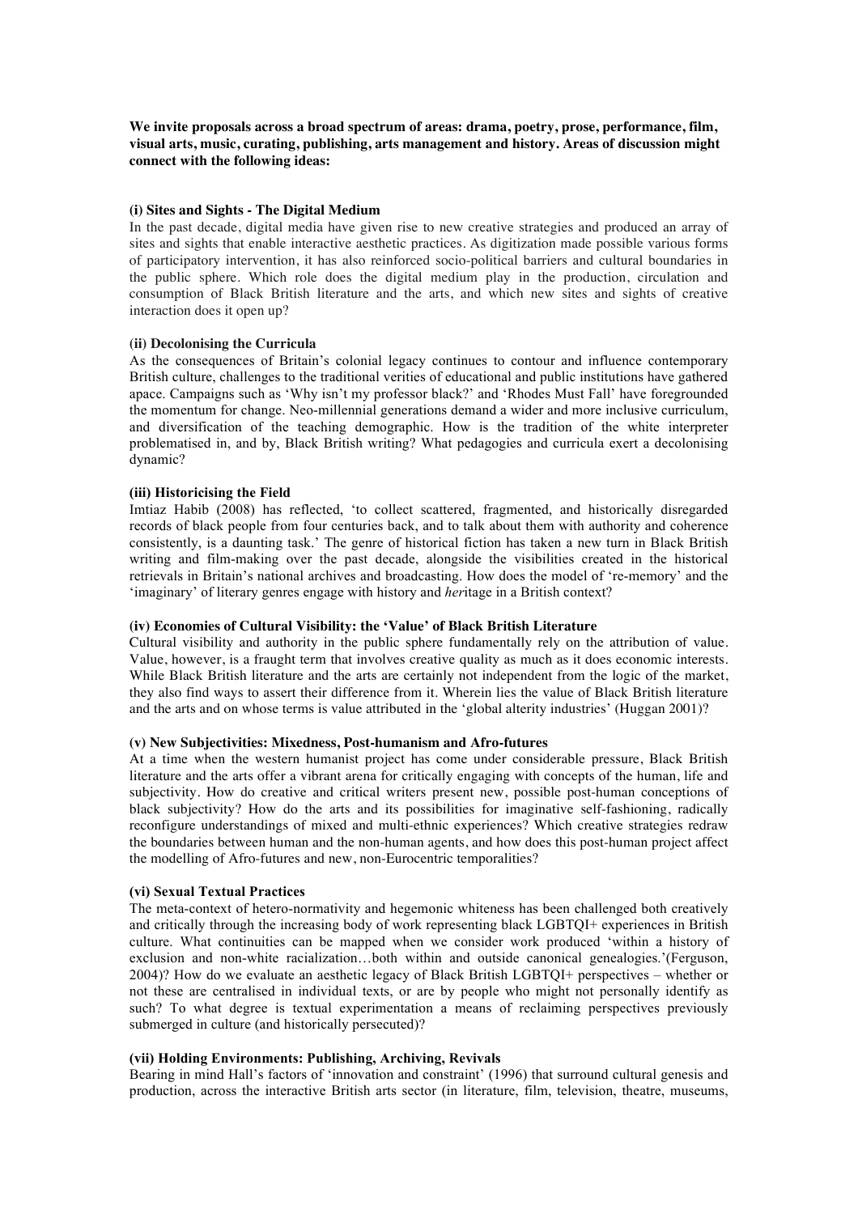**We invite proposals across a broad spectrum of areas: drama, poetry, prose, performance, film, visual arts, music, curating, publishing, arts management and history. Areas of discussion might connect with the following ideas:**

**(i) Sites and Sights - The Digital Medium**

In the past decade, digital media have given rise to new creative strategies and produced an array of sites and sights that enable interactive aesthetic practices. As digitization made possible various forms of participatory intervention, it has also reinforced socio-political barriers and cultural boundaries in the public sphere. Which role does the digital medium play in the production, circulation and consumption of Black British literature and the arts, and which new sites and sights of creative interaction does it open up?

**(ii) Decolonising the Curricula**

As the consequences of Britain's colonial legacy continues to contour and influence contemporary British culture, challenges to the traditional verities of educational and public institutions have gathered apace. Campaigns such as 'Why isn't my professor black?' and 'Rhodes Must Fall' have foregrounded the momentum for change. Neo-millennial generations demand a wider and more inclusive curriculum, and diversification of the teaching demographic. How is the tradition of the white interpreter problematised in, and by, Black British writing? What pedagogies and curricula exert a decolonising dynamic?

**(iii) Historicising the Field**

Imtiaz Habib (2008) has reflected, 'to collect scattered, fragmented, and historically disregarded records of black people from four centuries back, and to talk about them with authority and coherence consistently, is a daunting task.' The genre of historical fiction has taken a new turn in Black British writing and film-making over the past decade, alongside the visibilities created in the historical retrievals in Britain's national archives and broadcasting. How does the model of 're-memory' and the 'imaginary' of literary genres engage with history and *her*itage in a British context?

**(iv) Economies of Cultural Visibility: the 'Value' of Black British Literature**

Cultural visibility and authority in the public sphere fundamentally rely on the attribution of value. Value, however, is a fraught term that involves creative quality as much as it does economic interests. While Black British literature and the arts are certainly not independent from the logic of the market, they also find ways to assert their difference from it. Wherein lies the value of Black British literature and the arts and on whose terms is value attributed in the 'global alterity industries' (Huggan 2001)?

**(v) New Subjectivities: Mixedness, Post-humanism and Afro-futures**

At a time when the western humanist project has come under considerable pressure, Black British literature and the arts offer a vibrant arena for critically engaging with concepts of the human, life and subjectivity. How do creative and critical writers present new, possible post-human conceptions of black subjectivity? How do the arts and its possibilities for imaginative self-fashioning, radically reconfigure understandings of mixed and multi-ethnic experiences? Which creative strategies redraw the boundaries between human and the non-human agents, and how does this post-human project affect the modelling of Afro-futures and new, non-Eurocentric temporalities?

**(vi) Sexual Textual Practices**

The meta-context of hetero-normativity and hegemonic whiteness has been challenged both creatively and critically through the increasing body of work representing black LGBTQI+ experiences in British culture. What continuities can be mapped when we consider work produced 'within a history of exclusion and non-white racialization…both within and outside canonical genealogies.'(Ferguson, 2004)? How do we evaluate an aesthetic legacy of Black British LGBTQI+ perspectives – whether or not these are centralised in individual texts, or are by people who might not personally identify as such? To what degree is textual experimentation a means of reclaiming perspectives previously submerged in culture (and historically persecuted)?

**(vii) Holding Environments: Publishing, Archiving, Revivals**

Bearing in mind Hall's factors of 'innovation and constraint' (1996) that surround cultural genesis and production, across the interactive British arts sector (in literature, film, television, theatre, museums,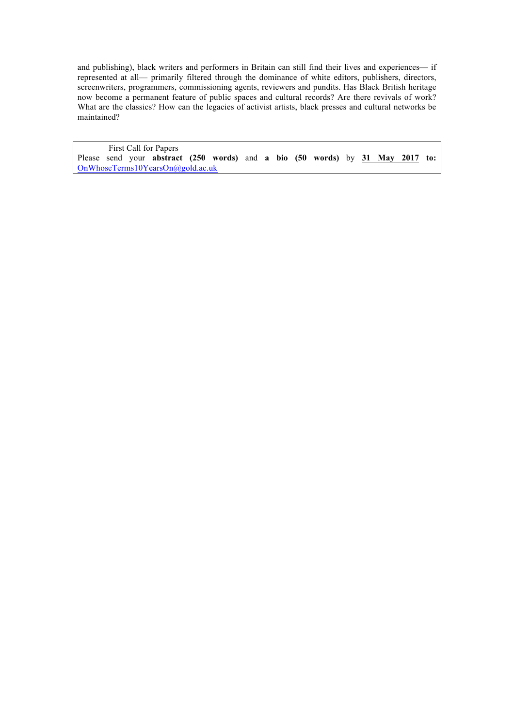and publishing), black writers and performers in Britain can still find their lives and experiences— if represented at all— primarily filtered through the dominance of white editors, publishers, directors, screenwriters, programmers, commissioning agents, reviewers and pundits. Has Black British heritage now become a permanent feature of public spaces and cultural records? Are there revivals of work? What are the classics? How can the legacies of activist artists, black presses and cultural networks be maintained?

First Call for Papers

Please send your **abstract (250 words)** and **a bio (50 words)** by **31 May 2017** **to:** OnWhoseTerms10YearsOn@gold.ac.uk